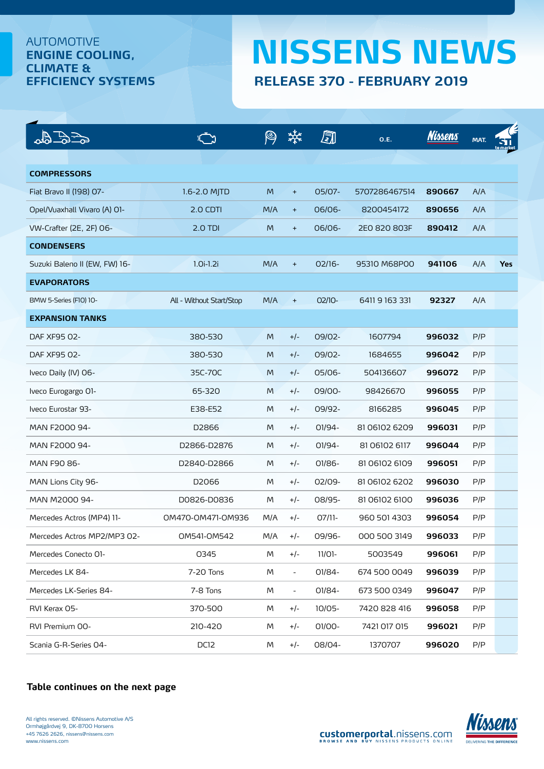AUTOMOTIVE
**ENGINE COOLING, CLIMATE & EFFICIENCY SYSTEMS**

# NISSENS NEWS

## RELEASE 370 - FEBRUARY 2019

| Vehicle | Engine | | | | O.E. | Nissens | MAT. | to market |
|---|---|---|---|---|---|---|---|---|
| **COMPRESSORS** | | | | | | | | |
| Fiat Bravo II (198) 07- | 1.6-2.0 MJTD | M | + | 05/07- | 5707286467514 | **890667** | A/A | |
| Opel/Vuaxhall Vivaro (A) 01- | 2.0 CDTI | M/A | + | 06/06- | 8200454172 | **890656** | A/A | |
| VW-Crafter (2E, 2F) 06- | 2.0 TDI | M | + | 06/06- | 2E0 820 803F | **890412** | A/A | |
| **CONDENSERS** | | | | | | | | |
| Suzuki Baleno II (EW, FW) 16- | 1.0i-1.2i | M/A | + | 02/16- | 95310 M68P00 | **941106** | A/A | **Yes** |
| **EVAPORATORS** | | | | | | | | |
| BMW 5-Series (F10) 10- | All - Without Start/Stop | M/A | + | 02/10- | 6411 9 163 331 | **92327** | A/A | |
| **EXPANSION TANKS** | | | | | | | | |
| DAF XF95 02- | 380-530 | M | +/- | 09/02- | 1607794 | **996032** | P/P | |
| DAF XF95 02- | 380-530 | M | +/- | 09/02- | 1684655 | **996042** | P/P | |
| Iveco Daily (IV) 06- | 35C-70C | M | +/- | 05/06- | 504136607 | **996072** | P/P | |
| Iveco Eurogargo 01- | 65-320 | M | +/- | 09/00- | 98426670 | **996055** | P/P | |
| Iveco Eurostar 93- | E38-E52 | M | +/- | 09/92- | 8166285 | **996045** | P/P | |
| MAN F2000 94- | D2866 | M | +/- | 01/94- | 81 06102 6209 | **996031** | P/P | |
| MAN F2000 94- | D2866-D2876 | M | +/- | 01/94- | 81 06102 6117 | **996044** | P/P | |
| MAN F90 86- | D2840-D2866 | M | +/- | 01/86- | 81 06102 6109 | **996051** | P/P | |
| MAN Lions City 96- | D2066 | M | +/- | 02/09- | 81 06102 6202 | **996030** | P/P | |
| MAN M2000 94- | D0826-D0836 | M | +/- | 08/95- | 81 06102 6100 | **996036** | P/P | |
| Mercedes Actros (MP4) 11- | OM470-OM471-OM936 | M/A | +/- | 07/11- | 960 501 4303 | **996054** | P/P | |
| Mercedes Actros MP2/MP3 02- | OM541-OM542 | M/A | +/- | 09/96- | 000 500 3149 | **996033** | P/P | |
| Mercedes Conecto 01- | O345 | M | +/- | 11/01- | 5003549 | **996061** | P/P | |
| Mercedes LK 84- | 7-20 Tons | M | - | 01/84- | 674 500 0049 | **996039** | P/P | |
| Mercedes LK-Series 84- | 7-8 Tons | M | - | 01/84- | 673 500 0349 | **996047** | P/P | |
| RVI Kerax 05- | 370-500 | M | +/- | 10/05- | 7420 828 416 | **996058** | P/P | |
| RVI Premium 00- | 210-420 | M | +/- | 01/00- | 7421 017 015 | **996021** | P/P | |
| Scania G-R-Series 04- | DC12 | M | +/- | 08/04- | 1370707 | **996020** | P/P | |

**Table continues on the next page**

All rights reserved. ©Nissens Automotive A/S
Ormhøjgårdvej 9, DK-8700 Horsens
+45 7626 2626, nissens@nissens.com
www.nissens.com

customerportal.nissens.com
BROWSE AND BUY NISSENS PRODUCTS ONLINE

Nissens DELIVERING THE DIFFERENCE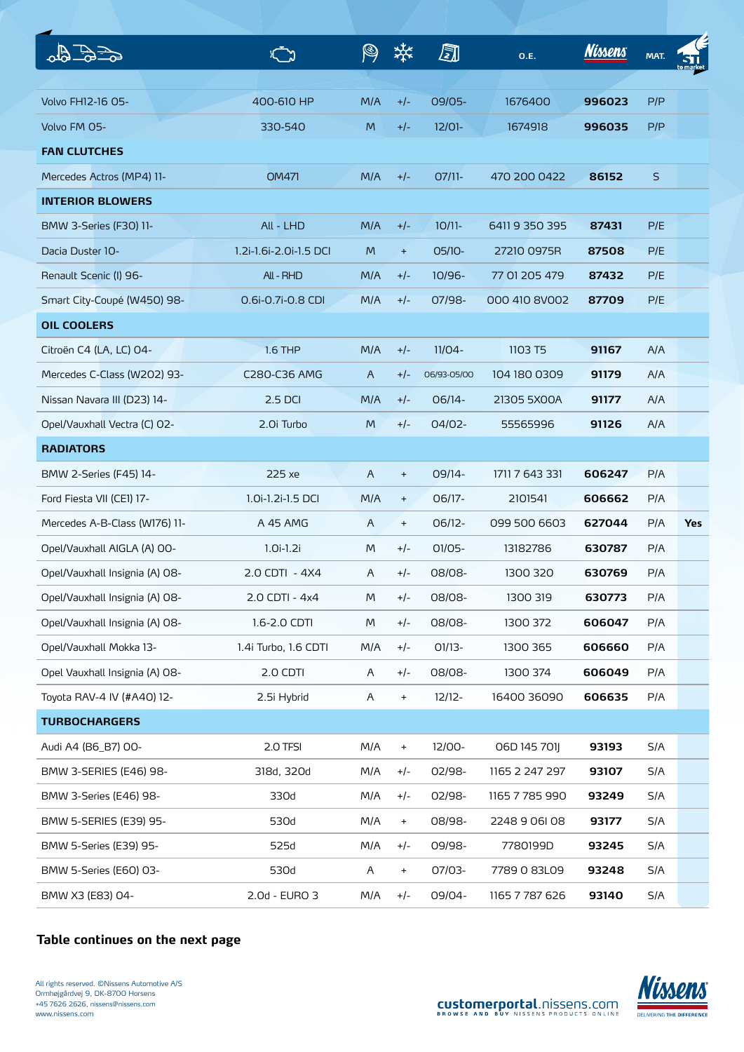| Vehicle | Engine | M/A | A/C | Date | O.E. | Nissens | MAT. | 1st to market |
|---|---|---|---|---|---|---|---|---|
| Volvo FH12-16 05- | 400-610 HP | M/A | +/- | 09/05- | 1676400 | **996023** | P/P | |
| Volvo FM 05- | 330-540 | M | +/- | 12/01- | 1674918 | **996035** | P/P | |
| **FAN CLUTCHES** | | | | | | | | |
| Mercedes Actros (MP4) 11- | OM471 | M/A | +/- | 07/11- | 470 200 0422 | **86152** | S | |
| **INTERIOR BLOWERS** | | | | | | | | |
| BMW 3-Series (F30) 11- | All - LHD | M/A | +/- | 10/11- | 6411 9 350 395 | **87431** | P/E | |
| Dacia Duster 10- | 1.2i-1.6i-2.0i-1.5 DCI | M | + | 05/10- | 27210 0975R | **87508** | P/E | |
| Renault Scenic (I) 96- | All - RHD | M/A | +/- | 10/96- | 77 01 205 479 | **87432** | P/E | |
| Smart City-Coupé (W450) 98- | 0.6i-0.7i-0.8 CDI | M/A | +/- | 07/98- | 000 410 8V002 | **87709** | P/E | |
| **OIL COOLERS** | | | | | | | | |
| Citroën C4 (LA, LC) 04- | 1.6 THP | M/A | +/- | 11/04- | 1103 T5 | **91167** | A/A | |
| Mercedes C-Class (W202) 93- | C280-C36 AMG | A | +/- | 06/93-05/00 | 104 180 0309 | **91179** | A/A | |
| Nissan Navara III (D23) 14- | 2.5 DCI | M/A | +/- | 06/14- | 21305 5X00A | **91177** | A/A | |
| Opel/Vauxhall Vectra (C) 02- | 2.0i Turbo | M | +/- | 04/02- | 55565996 | **91126** | A/A | |
| **RADIATORS** | | | | | | | | |
| BMW 2-Series (F45) 14- | 225 xe | A | + | 09/14- | 1711 7 643 331 | **606247** | P/A | |
| Ford Fiesta VII (CE1) 17- | 1.0i-1.2i-1.5 DCI | M/A | + | 06/17- | 2101541 | **606662** | P/A | |
| Mercedes A-B-Class (W176) 11- | A 45 AMG | A | + | 06/12- | 099 500 6603 | **627044** | P/A | **Yes** |
| Opel/Vauxhall AIGLA (A) 00- | 1.0i-1.2i | M | +/- | 01/05- | 13182786 | **630787** | P/A | |
| Opel/Vauxhall Insignia (A) 08- | 2.0 CDTI - 4X4 | A | +/- | 08/08- | 1300 320 | **630769** | P/A | |
| Opel/Vauxhall Insignia (A) 08- | 2.0 CDTI - 4x4 | M | +/- | 08/08- | 1300 319 | **630773** | P/A | |
| Opel/Vauxhall Insignia (A) 08- | 1.6-2.0 CDTI | M | +/- | 08/08- | 1300 372 | **606047** | P/A | |
| Opel/Vauxhall Mokka 13- | 1.4i Turbo, 1.6 CDTI | M/A | +/- | 01/13- | 1300 365 | **606660** | P/A | |
| Opel Vauxhall Insignia (A) 08- | 2.0 CDTI | A | +/- | 08/08- | 1300 374 | **606049** | P/A | |
| Toyota RAV-4 IV (#A40) 12- | 2.5i Hybrid | A | + | 12/12- | 16400 36090 | **606635** | P/A | |
| **TURBOCHARGERS** | | | | | | | | |
| Audi A4 (B6_B7) 00- | 2.0 TFSI | M/A | + | 12/00- | 06D 145 701J | **93193** | S/A | |
| BMW 3-SERIES (E46) 98- | 318d, 320d | M/A | +/- | 02/98- | 1165 2 247 297 | **93107** | S/A | |
| BMW 3-Series (E46) 98- | 330d | M/A | +/- | 02/98- | 1165 7 785 990 | **93249** | S/A | |
| BMW 5-SERIES (E39) 95- | 530d | M/A | + | 08/98- | 2248 9 061 08 | **93177** | S/A | |
| BMW 5-Series (E39) 95- | 525d | M/A | +/- | 09/98- | 7780199D | **93245** | S/A | |
| BMW 5-Series (E60) 03- | 530d | A | + | 07/03- | 7789 0 83L09 | **93248** | S/A | |
| BMW X3 (E83) 04- | 2.0d - EURO 3 | M/A | +/- | 09/04- | 1165 7 787 626 | **93140** | S/A | |

**Table continues on the next page**

All rights reserved. ©Nissens Automotive A/S
Ormhøjgårdvej 9, DK-8700 Horsens
+45 7626 2626, nissens@nissens.com
www.nissens.com

customerportal.nissens.com
BROWSE AND BUY NISSENS PRODUCTS ONLINE

Nissens — DELIVERING THE DIFFERENCE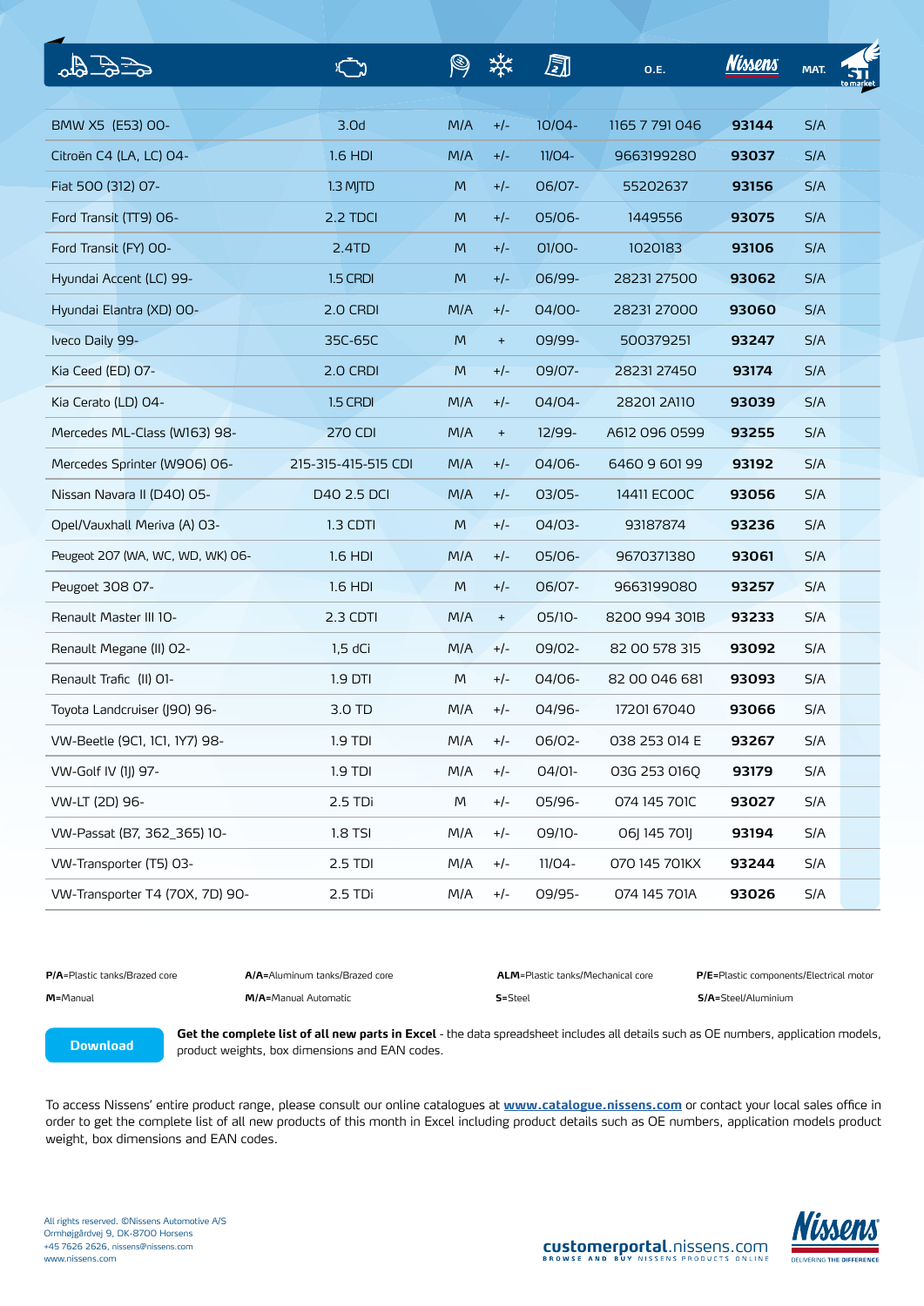| | | | | | O.E. | Nissens | MAT. |
|---|---|---|---|---|---|---|---|
| BMW X5 (E53) 00- | 3.0d | M/A | +/- | 10/04- | 1165 7 791 046 | **93144** | S/A |
| Citroën C4 (LA, LC) 04- | 1.6 HDI | M/A | +/- | 11/04- | 9663199280 | **93037** | S/A |
| Fiat 500 (312) 07- | 1.3 MJTD | M | +/- | 06/07- | 55202637 | **93156** | S/A |
| Ford Transit (TT9) 06- | 2.2 TDCI | M | +/- | 05/06- | 1449556 | **93075** | S/A |
| Ford Transit (FY) 00- | 2.4TD | M | +/- | 01/00- | 1020183 | **93106** | S/A |
| Hyundai Accent (LC) 99- | 1.5 CRDI | M | +/- | 06/99- | 28231 27500 | **93062** | S/A |
| Hyundai Elantra (XD) 00- | 2.0 CRDI | M/A | +/- | 04/00- | 28231 27000 | **93060** | S/A |
| Iveco Daily 99- | 35C-65C | M | + | 09/99- | 500379251 | **93247** | S/A |
| Kia Ceed (ED) 07- | 2.0 CRDI | M | +/- | 09/07- | 28231 27450 | **93174** | S/A |
| Kia Cerato (LD) 04- | 1.5 CRDI | M/A | +/- | 04/04- | 28201 2A110 | **93039** | S/A |
| Mercedes ML-Class (W163) 98- | 270 CDI | M/A | + | 12/99- | A612 096 0599 | **93255** | S/A |
| Mercedes Sprinter (W906) 06- | 215-315-415-515 CDI | M/A | +/- | 04/06- | 6460 9 601 99 | **93192** | S/A |
| Nissan Navara II (D40) 05- | D40 2.5 DCI | M/A | +/- | 03/05- | 14411 EC00C | **93056** | S/A |
| Opel/Vauxhall Meriva (A) 03- | 1.3 CDTI | M | +/- | 04/03- | 93187874 | **93236** | S/A |
| Peugeot 207 (WA, WC, WD, WK) 06- | 1.6 HDI | M/A | +/- | 05/06- | 9670371380 | **93061** | S/A |
| Peugoet 308 07- | 1.6 HDI | M | +/- | 06/07- | 9663199080 | **93257** | S/A |
| Renault Master III 10- | 2.3 CDTI | M/A | + | 05/10- | 8200 994 301B | **93233** | S/A |
| Renault Megane (II) 02- | 1,5 dCi | M/A | +/- | 09/02- | 82 00 578 315 | **93092** | S/A |
| Renault Trafic (II) 01- | 1.9 DTI | M | +/- | 04/06- | 82 00 046 681 | **93093** | S/A |
| Toyota Landcruiser (J90) 96- | 3.0 TD | M/A | +/- | 04/96- | 17201 67040 | **93066** | S/A |
| VW-Beetle (9C1, 1C1, 1Y7) 98- | 1.9 TDI | M/A | +/- | 06/02- | 038 253 014 E | **93267** | S/A |
| VW-Golf IV (1J) 97- | 1.9 TDI | M/A | +/- | 04/01- | 03G 253 016Q | **93179** | S/A |
| VW-LT (2D) 96- | 2.5 TDi | M | +/- | 05/96- | 074 145 701C | **93027** | S/A |
| VW-Passat (B7, 362_365) 10- | 1.8 TSI | M/A | +/- | 09/10- | 06J 145 701J | **93194** | S/A |
| VW-Transporter (T5) 03- | 2.5 TDI | M/A | +/- | 11/04- | 070 145 701KX | **93244** | S/A |
| VW-Transporter T4 (70X, 7D) 90- | 2.5 TDi | M/A | +/- | 09/95- | 074 145 701A | **93026** | S/A |

**P/A**=Plastic tanks/Brazed core  **A/A**=Aluminum tanks/Brazed core  **ALM**=Plastic tanks/Mechanical core  **P/E**=Plastic components/Electrical motor

**M**=Manual  **M/A**=Manual Automatic  **S**=Steel  **S/A**=Steel/Aluminium

Download

**Get the complete list of all new parts in Excel** - the data spreadsheet includes all details such as OE numbers, application models, product weights, box dimensions and EAN codes.

To access Nissens' entire product range, please consult our online catalogues at **www.catalogue.nissens.com** or contact your local sales office in order to get the complete list of all new products of this month in Excel including product details such as OE numbers, application models product weight, box dimensions and EAN codes.

All rights reserved. ©Nissens Automotive A/S
Ormhøjgårdvej 9, DK-8700 Horsens
+45 7626 2626, nissens@nissens.com
www.nissens.com

customerportal.nissens.com
BROWSE AND BUY NISSENS PRODUCTS ONLINE

Nissens
DELIVERING THE DIFFERENCE